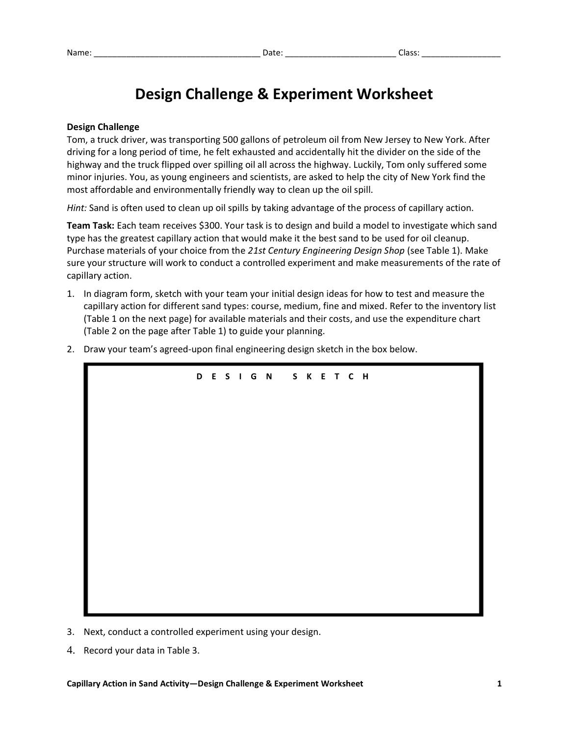Name: ___________________________________ Date: _______________________ Class: ________________

# Design Challenge & Experiment Worksheet

**Design Challenge**

Tom, a truck driver, was transporting 500 gallons of petroleum oil from New Jersey to New York. After driving for a long period of time, he felt exhausted and accidentally hit the divider on the side of the highway and the truck flipped over spilling oil all across the highway. Luckily, Tom only suffered some minor injuries. You, as young engineers and scientists, are asked to help the city of New York find the most affordable and environmentally friendly way to clean up the oil spill.

*Hint:* Sand is often used to clean up oil spills by taking advantage of the process of capillary action.

**Team Task:** Each team receives $300. Your task is to design and build a model to investigate which sand type has the greatest capillary action that would make it the best sand to be used for oil cleanup. Purchase materials of your choice from the *21st Century Engineering Design Shop* (see Table 1). Make sure your structure will work to conduct a controlled experiment and make measurements of the rate of capillary action.

1. In diagram form, sketch with your team your initial design ideas for how to test and measure the capillary action for different sand types: course, medium, fine and mixed. Refer to the inventory list (Table 1 on the next page) for available materials and their costs, and use the expenditure chart (Table 2 on the page after Table 1) to guide your planning.
2. Draw your team's agreed-upon final engineering design sketch in the box below.

| D E S I G N &nbsp;&nbsp; S K E T C H |
| --- |
| |

3. Next, conduct a controlled experiment using your design.
4. Record your data in Table 3.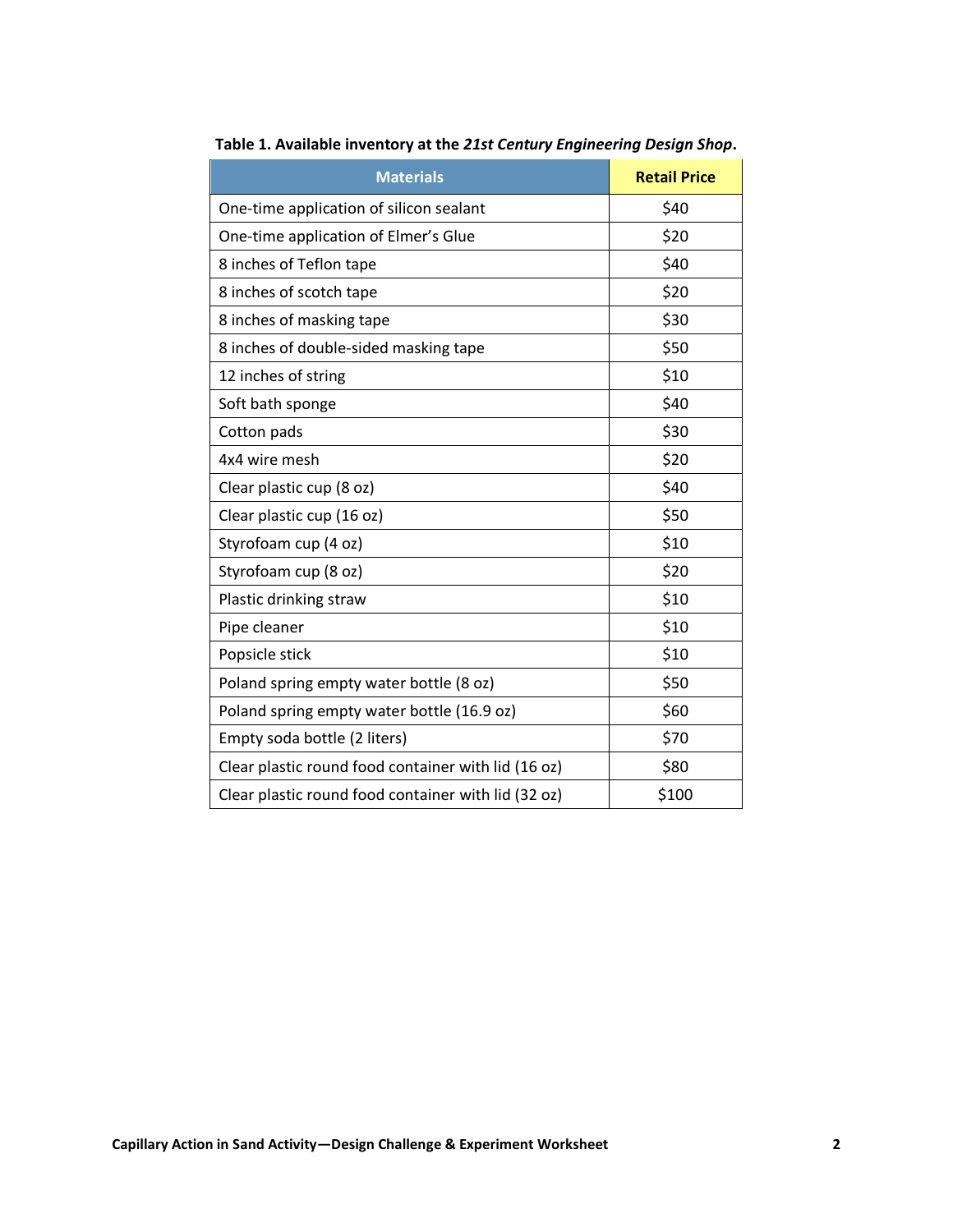**Table 1. Available inventory at the *21st Century Engineering Design Shop*.**

| Materials | Retail Price |
| --- | --- |
| One-time application of silicon sealant | $40 |
| One-time application of Elmer's Glue | $20 |
| 8 inches of Teflon tape | $40 |
| 8 inches of scotch tape | $20 |
| 8 inches of masking tape | $30 |
| 8 inches of double-sided masking tape | $50 |
| 12 inches of string | $10 |
| Soft bath sponge | $40 |
| Cotton pads | $30 |
| 4x4 wire mesh | $20 |
| Clear plastic cup (8 oz) | $40 |
| Clear plastic cup (16 oz) | $50 |
| Styrofoam cup (4 oz) | $10 |
| Styrofoam cup (8 oz) | $20 |
| Plastic drinking straw | $10 |
| Pipe cleaner | $10 |
| Popsicle stick | $10 |
| Poland spring empty water bottle (8 oz) | $50 |
| Poland spring empty water bottle (16.9 oz) | $60 |
| Empty soda bottle (2 liters) | $70 |
| Clear plastic round food container with lid (16 oz) | $80 |
| Clear plastic round food container with lid (32 oz) | $100 |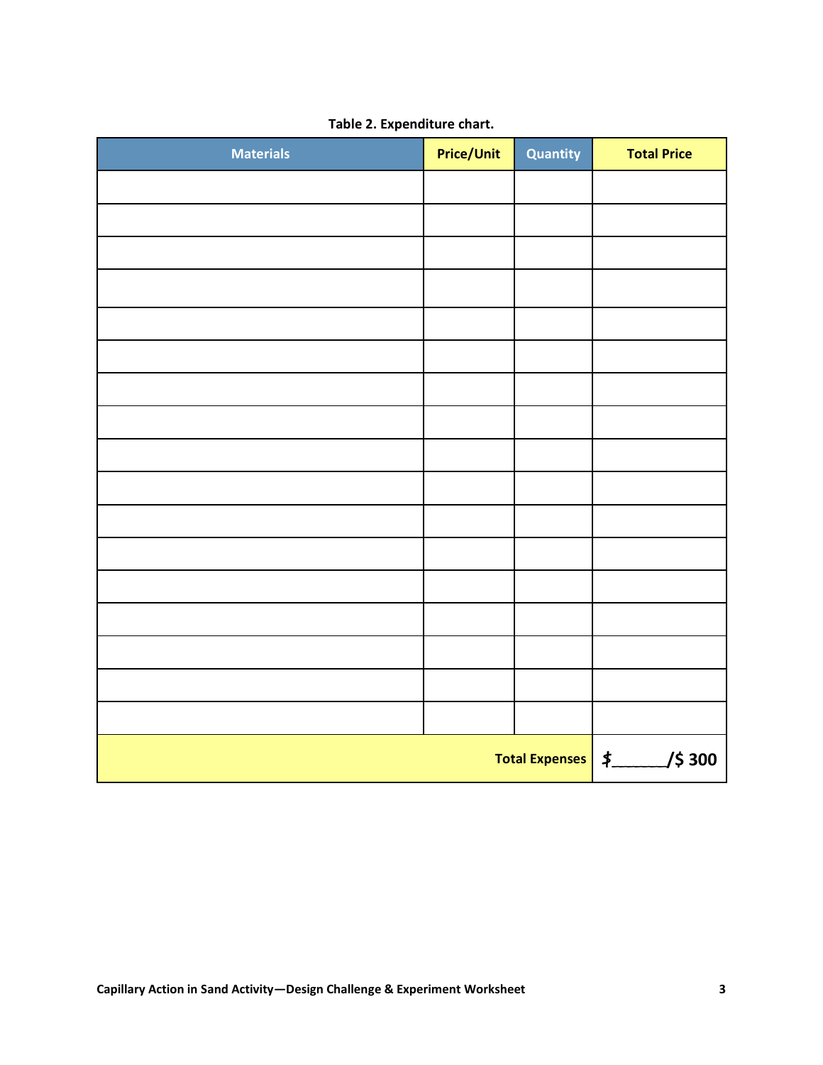**Table 2. Expenditure chart.**

| Materials | Price/Unit | Quantity | Total Price |
|---|---|---|---|
| | | | |
| | | | |
| | | | |
| | | | |
| | | | |
| | | | |
| | | | |
| | | | |
| | | | |
| | | | |
| | | | |
| | | | |
| | | | |
| | | | |
| | | | |
| | | | |
| | | | |
| | | **Total Expenses** | **$_______/$ 300** |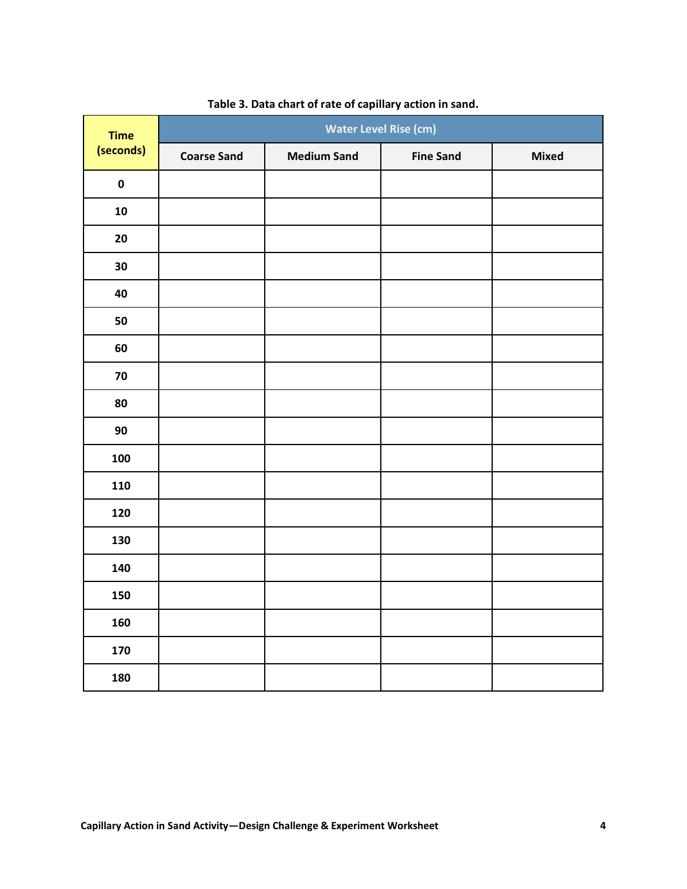**Table 3. Data chart of rate of capillary action in sand.**

| Time (seconds) | Water Level Rise (cm) | | | |
|---|---|---|---|---|
| | Coarse Sand | Medium Sand | Fine Sand | Mixed |
| 0 | | | | |
| 10 | | | | |
| 20 | | | | |
| 30 | | | | |
| 40 | | | | |
| 50 | | | | |
| 60 | | | | |
| 70 | | | | |
| 80 | | | | |
| 90 | | | | |
| 100 | | | | |
| 110 | | | | |
| 120 | | | | |
| 130 | | | | |
| 140 | | | | |
| 150 | | | | |
| 160 | | | | |
| 170 | | | | |
| 180 | | | | |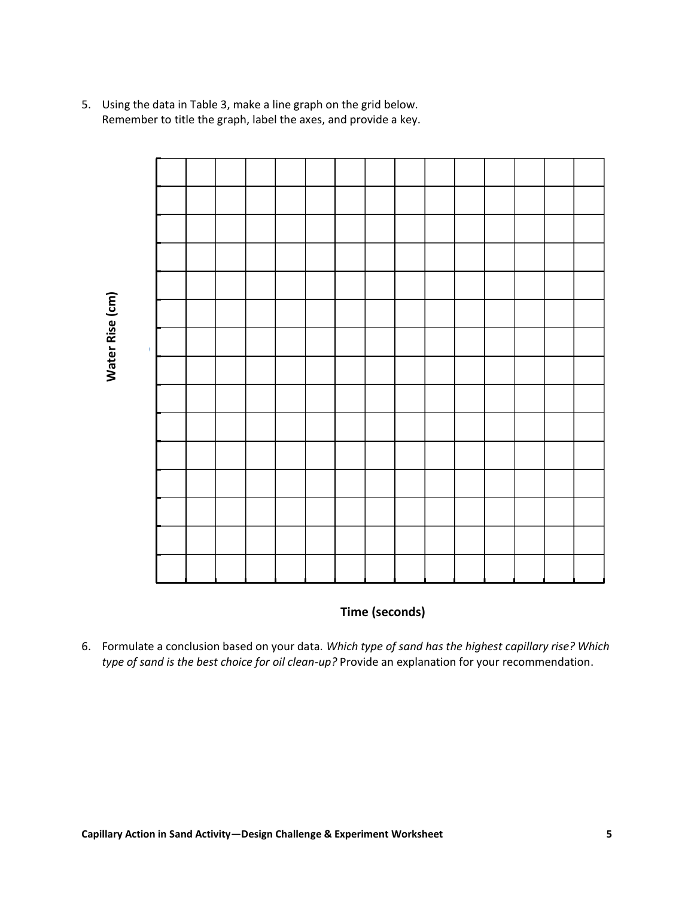5. Using the data in Table 3, make a line graph on the grid below.
   Remember to title the graph, label the axes, and provide a key.

Water Rise (cm)

Time (seconds)

6. Formulate a conclusion based on your data. *Which type of sand has the highest capillary rise? Which type of sand is the best choice for oil clean-up?* Provide an explanation for your recommendation.